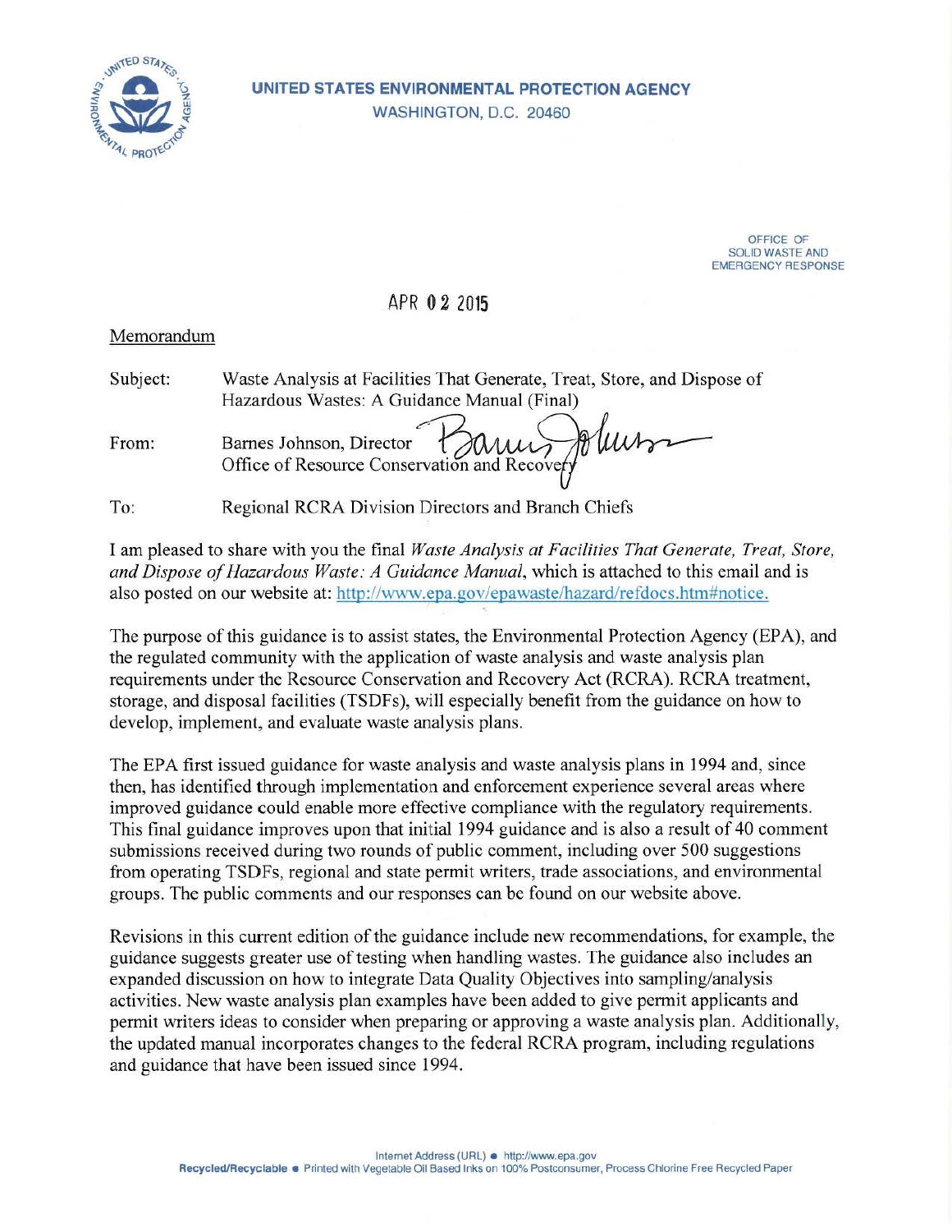**UNITED STATES ENVIRONMENTAL PROTECTION AGENCY**
WASHINGTON, D.C. 20460

OFFICE OF
SOLID WASTE AND
EMERGENCY RESPONSE

APR 02 2015

Memorandum

Subject: Waste Analysis at Facilities That Generate, Treat, Store, and Dispose of Hazardous Wastes: A Guidance Manual (Final)

From: Barnes Johnson, Director
Office of Resource Conservation and Recovery

To: Regional RCRA Division Directors and Branch Chiefs

I am pleased to share with you the final *Waste Analysis at Facilities That Generate, Treat, Store, and Dispose of Hazardous Waste: A Guidance Manual*, which is attached to this email and is also posted on our website at: http://www.epa.gov/epawaste/hazard/refdocs.htm#notice.

The purpose of this guidance is to assist states, the Environmental Protection Agency (EPA), and the regulated community with the application of waste analysis and waste analysis plan requirements under the Resource Conservation and Recovery Act (RCRA). RCRA treatment, storage, and disposal facilities (TSDFs), will especially benefit from the guidance on how to develop, implement, and evaluate waste analysis plans.

The EPA first issued guidance for waste analysis and waste analysis plans in 1994 and, since then, has identified through implementation and enforcement experience several areas where improved guidance could enable more effective compliance with the regulatory requirements. This final guidance improves upon that initial 1994 guidance and is also a result of 40 comment submissions received during two rounds of public comment, including over 500 suggestions from operating TSDFs, regional and state permit writers, trade associations, and environmental groups. The public comments and our responses can be found on our website above.

Revisions in this current edition of the guidance include new recommendations, for example, the guidance suggests greater use of testing when handling wastes. The guidance also includes an expanded discussion on how to integrate Data Quality Objectives into sampling/analysis activities. New waste analysis plan examples have been added to give permit applicants and permit writers ideas to consider when preparing or approving a waste analysis plan. Additionally, the updated manual incorporates changes to the federal RCRA program, including regulations and guidance that have been issued since 1994.

Internet Address (URL) • http://www.epa.gov
Recycled/Recyclable • Printed with Vegetable Oil Based Inks on 100% Postconsumer, Process Chlorine Free Recycled Paper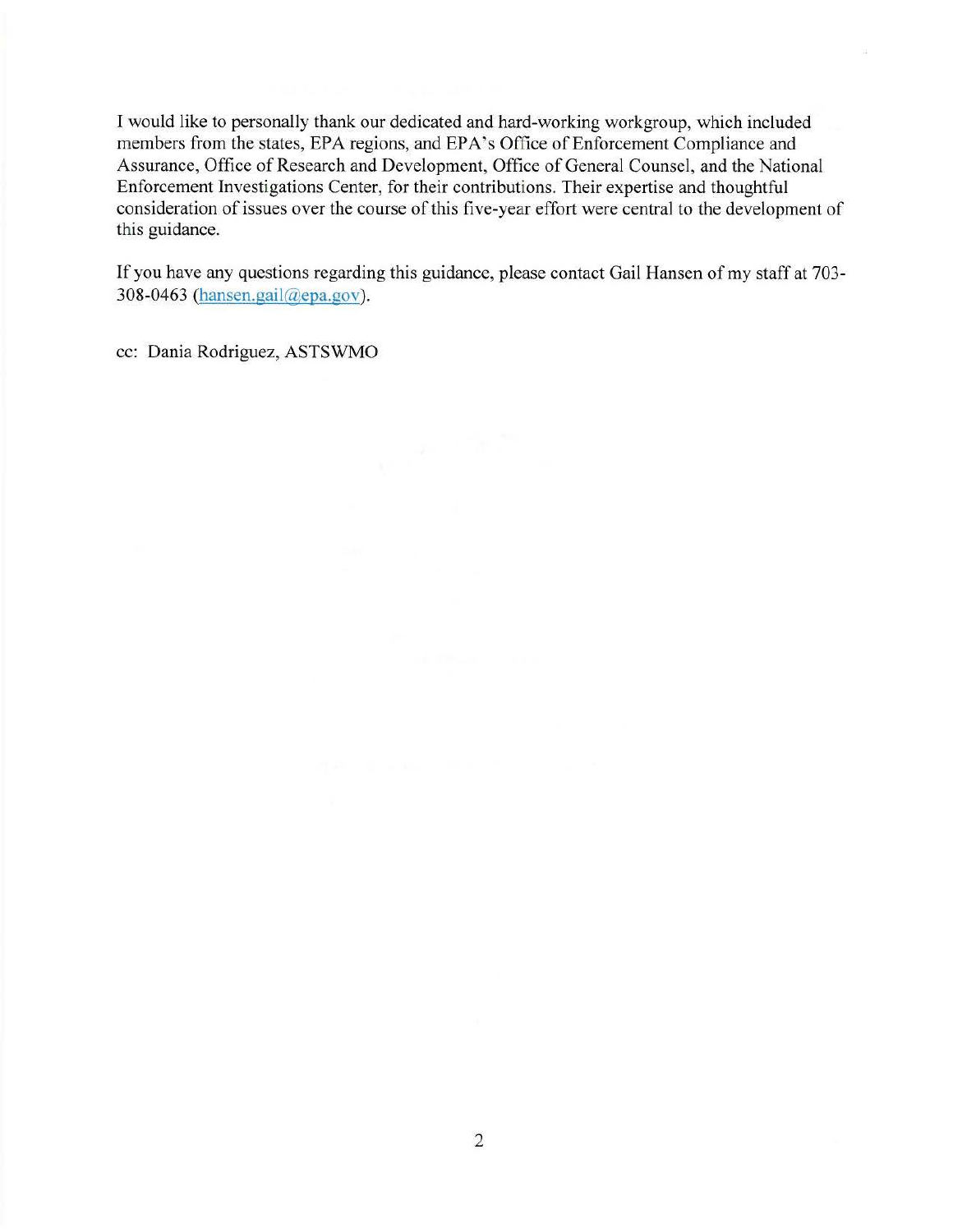I would like to personally thank our dedicated and hard-working workgroup, which included members from the states, EPA regions, and EPA's Office of Enforcement Compliance and Assurance, Office of Research and Development, Office of General Counsel, and the National Enforcement Investigations Center, for their contributions. Their expertise and thoughtful consideration of issues over the course of this five-year effort were central to the development of this guidance.

If you have any questions regarding this guidance, please contact Gail Hansen of my staff at 703-308-0463 (hansen.gail@epa.gov).

cc: Dania Rodriguez, ASTSWMO